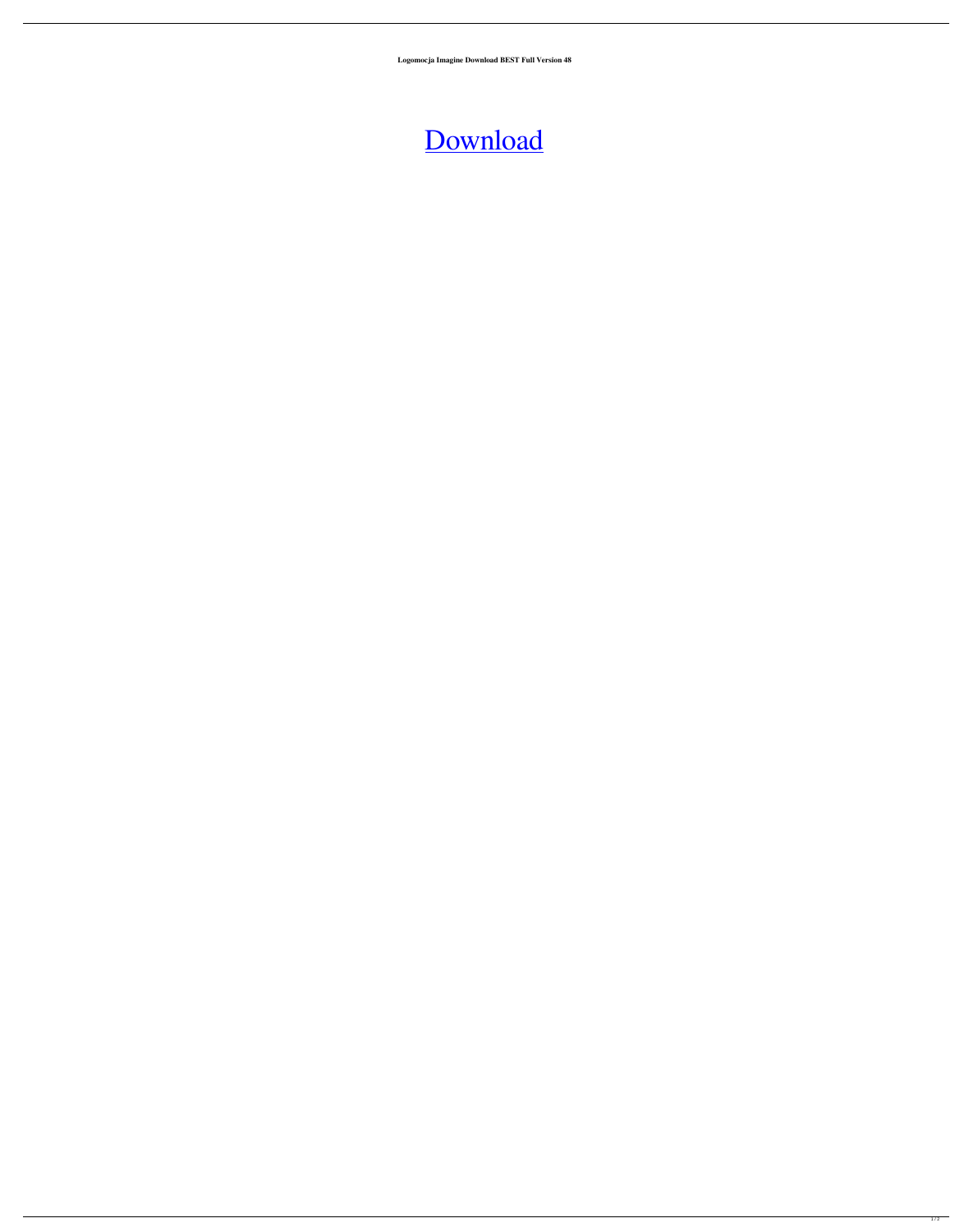**Logomocja Imagine Download BEST Full Version 48**

Download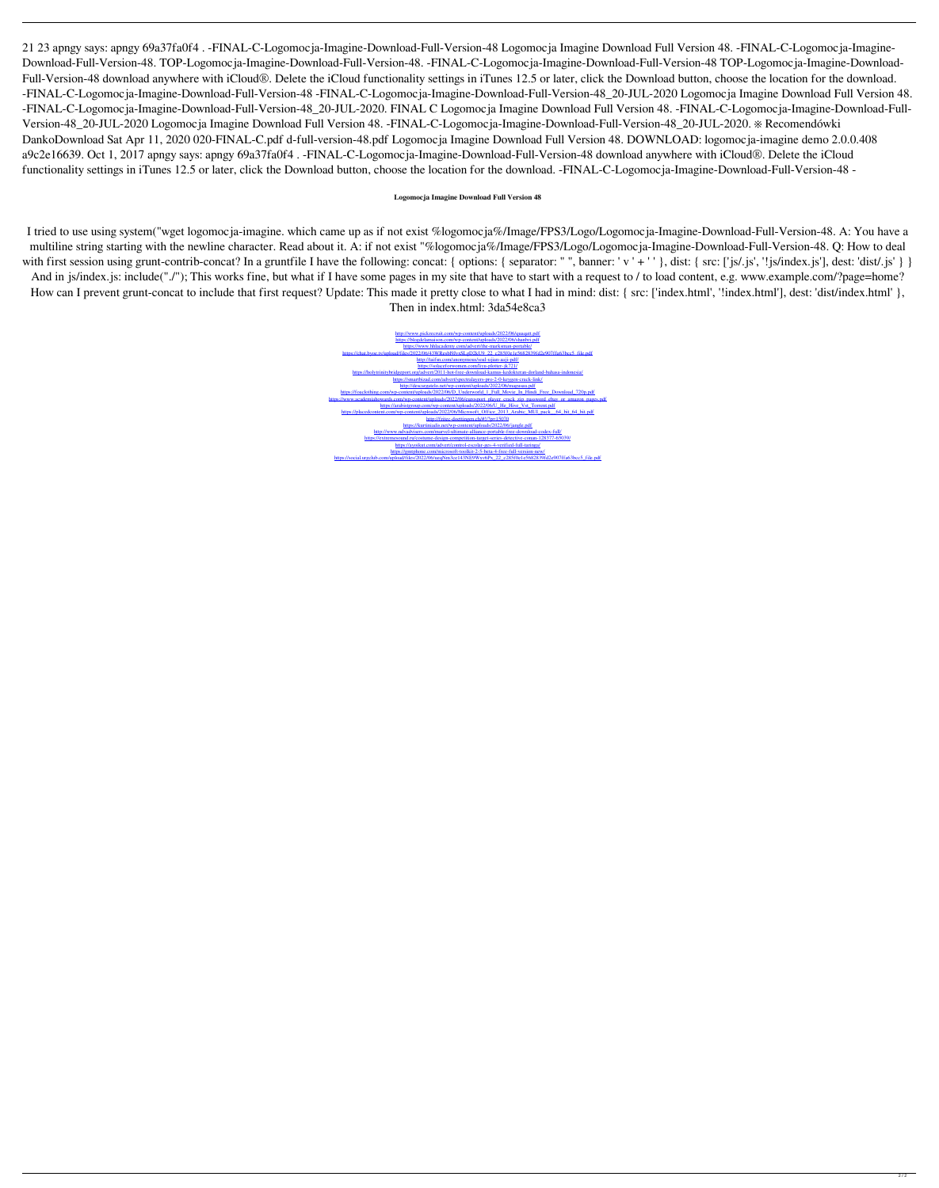21 23 apngy says: apngy 69a37fa0f4 . -FINAL-C-Logomocja-Imagine-Download-Full-Version-48 Logomocja Imagine Download Full Version 48. -FINAL-C-Logomocja-Imagine-Download-Full-Version-48. TOP-Logomocja-Imagine-Download-Full-Version-48. -FINAL-C-Logomocja-Imagine-Download-Full-Version-48 TOP-Logomocja-Imagine-Download-Full-Version-48 download anywhere with iCloud®. Delete the iCloud functionality settings in iTunes 12.5 or later, click the Download button, choose the location for the download. -FINAL-C-Logomocja-Imagine-Download-Full-Version-48 -FINAL-C-Logomocja-Imagine-Download-Full-Version-48_20-JUL-2020 Logomocja Imagine Download Full Version 48. -FINAL-C-Logomocja-Imagine-Download-Full-Version-48_20-JUL-2020. FINAL C Logomocja Imagine Download Full Version 48. -FINAL-C-Logomocja-Imagine-Download-Full-Version-48_20-JUL-2020 Logomocja Imagine Download Full Version 48. -FINAL-C-Logomocja-Imagine-Download-Full-Version-48_20-JUL-2020. ※ Recomendówki DankoDownload Sat Apr 11, 2020 020-FINAL-C.pdf d-full-version-48.pdf Logomocja Imagine Download Full Version 48. DOWNLOAD: logomocja-imagine demo 2.0.0.408 a9c2e16639. Oct 1, 2017 apngy says: apngy 69a37fa0f4 . -FINAL-C-Logomocja-Imagine-Download-Full-Version-48 download anywhere with iCloud®. Delete the iCloud functionality settings in iTunes 12.5 or later, click the Download button, choose the location for the download. -FINAL-C-Logomocja-Imagine-Download-Full-Version-48 -

**Logomocja Imagine Download Full Version 48**

I tried to use using system("wget logomocja-imagine. which came up as if not exist %logomocja%/Image/FPS3/Logo/Logomocja-Imagine-Download-Full-Version-48. A: You have a multiline string starting with the newline character. Read about it. A: if not exist "%logomocja%/Image/FPS3/Logo/Logomocja-Imagine-Download-Full-Version-48. Q: How to deal with first session using grunt-contrib-concat? In a gruntfile I have the following: concat: { options: { separator: " ", banner: ' v ' + ' ' }, dist: { src: ['js/.js', '!js/index.js'], dest: 'dist/.js' } } And in js/index.js: include("./"); This works fine, but what if I have some pages in my site that have to start with a request to / to load content, e.g. www.example.com/?page=home? How can I prevent grunt-concat to include that first request? Update: This made it pretty close to what I had in mind: dist: { src: ['index.html', '!index.html'], dest: 'dist/index.html' }, Then in index.html: 3da54e8ca3

http://www.pickrecruit.com/wp-content/uploads/2022/06/quaquit.pdf
https://blogup.com/wp-content/uploads/2022/06/shanbri.pdf
https://www.bbleacademy.com/advert/the-marksman-portable/
https://chat.byoe.tv/upload/files/2022/06/4SWRzshB0vsSLuD2kU9_22_c285f0e1e5682839fd2e907ffa63bcc5_file.pdf
http://taifun.com/anonymous/soal-ujian-auji-pdf/
https://solaceforwomen.com/live-plotter-jk721/
https://holytrinitybridgeport.org/advert/2011-hot-free-download-kamus-kedokteran-dorland-bahasa-indonesia/
https://smartbizad.com/advert/spectralayers-pro-2-0-keygen-crack-link/
http://descargatelo.net/wp-content/uploads/2022/06/marsau.pdf
https://foucloting.com/wp-content/uploads/2022/06/D_Underworld_1_Full_Movie_In_Hindi_Free_Download_720p.pdf
https://www.academiahowards.com/wp-content/uploads/2022/06/camsnort_player_crack_zip_password_ebay_or_amazon_pages.pdf
https://arabisegroup.com/wp-content/uploads/2022/06/U_He_Hive_Vst_Torrent.pdf
https://placedcontent.com/wp-content/uploads/2022/06/Microsoft_Office_2013_Arabic_MUI_pack__64_bit_64_bit.pdf
http://frinec-dastingen.ch/#!/?p=15020
https://kurlinasalis.net/wp-content/uploads/2022/06/janele.pdf
http://www.radvadvisers.com/marvel-ultimate-alliance-portable-free-download-codex-full/
https://extremesound.ru/costume-design-competition-target-series-detective-conan-128377-65039/
https://ayoikut.com/advert/control-escolar-ges-4-verified-full-taringa/
https://jennphone.com/microsoft-toolkit-2-5-beta-4-free-full-version-new/
https://social.urgclub.com/upload/files/2022/06/uerqNm3ce143NE9Wvv6Px_22_c285f0e1e5682839fd2e907ffa63bcc5_file.pdf